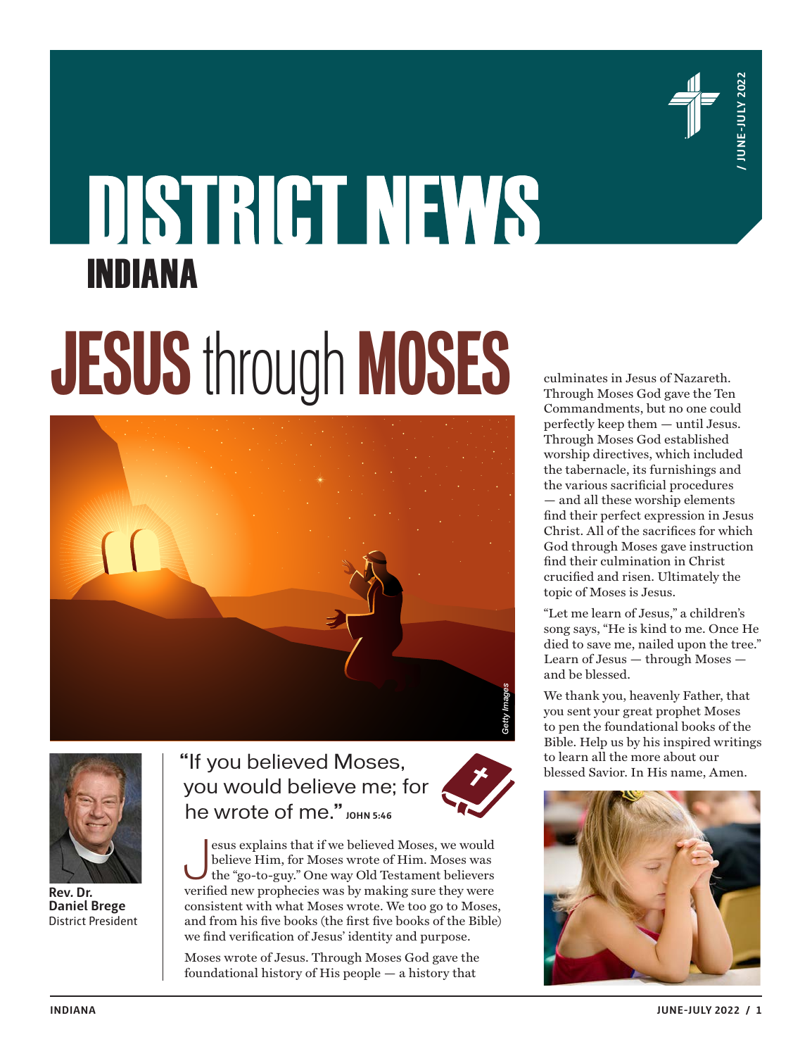# DISTRICT NEWS

## INDIANA

# JESUS through MOSES

Getty Images

**Rev. Dr. Daniel Brege**
District President

"If you believed Moses, you would believe me; for he wrote of me." JOHN 5:46

Jesus explains that if we believed Moses, we would believe Him, for Moses wrote of Him. Moses was the "go-to-guy." One way Old Testament believers verified new prophecies was by making sure they were consistent with what Moses wrote. We too go to Moses, and from his five books (the first five books of the Bible) we find verification of Jesus' identity and purpose.

Moses wrote of Jesus. Through Moses God gave the foundational history of His people — a history that culminates in Jesus of Nazareth. Through Moses God gave the Ten Commandments, but no one could perfectly keep them — until Jesus. Through Moses God established worship directives, which included the tabernacle, its furnishings and the various sacrificial procedures — and all these worship elements find their perfect expression in Jesus Christ. All of the sacrifices for which God through Moses gave instruction find their culmination in Christ crucified and risen. Ultimately the topic of Moses is Jesus.

"Let me learn of Jesus," a children's song says, "He is kind to me. Once He died to save me, nailed upon the tree." Learn of Jesus — through Moses — and be blessed.

We thank you, heavenly Father, that you sent your great prophet Moses to pen the foundational books of the Bible. Help us by his inspired writings to learn all the more about our blessed Savior. In His name, Amen.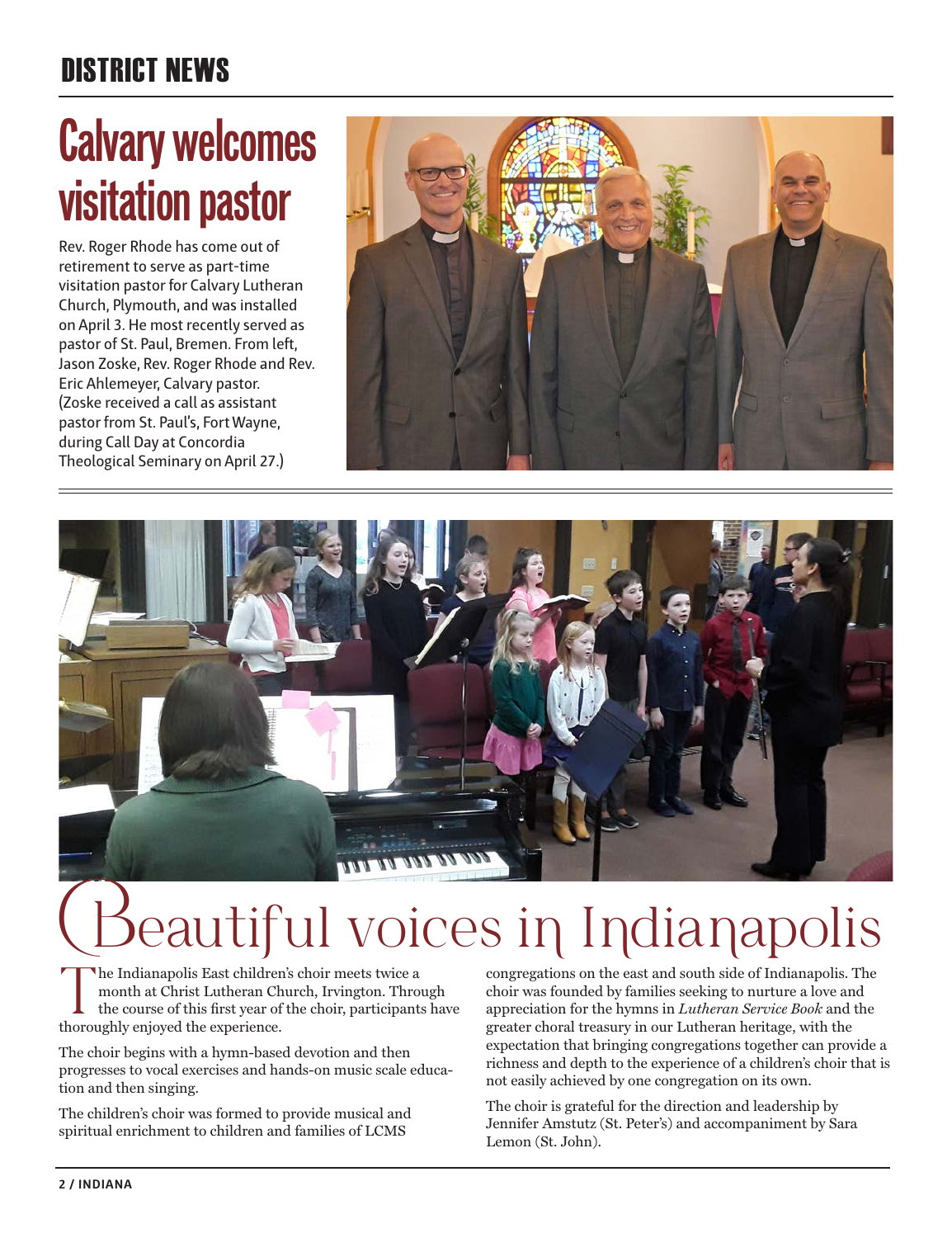## DISTRICT NEWS

# Calvary welcomes visitation pastor

Rev. Roger Rhode has come out of retirement to serve as part-time visitation pastor for Calvary Lutheran Church, Plymouth, and was installed on April 3. He most recently served as pastor of St. Paul, Bremen. From left, Jason Zoske, Rev. Roger Rhode and Rev. Eric Ahlemeyer, Calvary pastor. (Zoske received a call as assistant pastor from St. Paul's, Fort Wayne, during Call Day at Concordia Theological Seminary on April 27.)

# Beautiful voices in Indianapolis

The Indianapolis East children's choir meets twice a month at Christ Lutheran Church, Irvington. Through the course of this first year of the choir, participants have thoroughly enjoyed the experience.

The choir begins with a hymn-based devotion and then progresses to vocal exercises and hands-on music scale education and then singing.

The children's choir was formed to provide musical and spiritual enrichment to children and families of LCMS congregations on the east and south side of Indianapolis. The choir was founded by families seeking to nurture a love and appreciation for the hymns in *Lutheran Service Book* and the greater choral treasury in our Lutheran heritage, with the expectation that bringing congregations together can provide a richness and depth to the experience of a children's choir that is not easily achieved by one congregation on its own.

The choir is grateful for the direction and leadership by Jennifer Amstutz (St. Peter's) and accompaniment by Sara Lemon (St. John).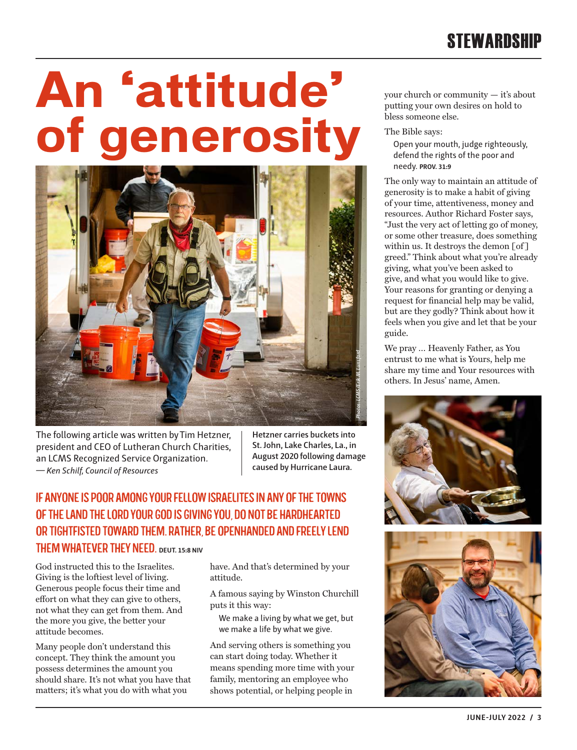STEWARDSHIP

# An 'attitude' of generosity

Photos: LCMS/Erik M. Lunsford

The following article was written by Tim Hetzner, president and CEO of Lutheran Church Charities, an LCMS Recognized Service Organization.
*— Ken Schilf, Council of Resources*

**Hetzner carries buckets into St. John, Lake Charles, La., in August 2020 following damage caused by Hurricane Laura.**

## IF ANYONE IS POOR AMONG YOUR FELLOW ISRAELITES IN ANY OF THE TOWNS OF THE LAND THE LORD YOUR GOD IS GIVING YOU, DO NOT BE HARDHEARTED OR TIGHTFISTED TOWARD THEM. RATHER, BE OPENHANDED AND FREELY LEND THEM WHATEVER THEY NEED. DEUT. 15:8 NIV

God instructed this to the Israelites. Giving is the loftiest level of living. Generous people focus their time and effort on what they can give to others, not what they can get from them. And the more you give, the better your attitude becomes.

Many people don't understand this concept. They think the amount you possess determines the amount you should share. It's not what you have that matters; it's what you do with what you have. And that's determined by your attitude.

A famous saying by Winston Churchill puts it this way:

> We make a living by what we get, but we make a life by what we give.

And serving others is something you can start doing today. Whether it means spending more time with your family, mentoring an employee who shows potential, or helping people in your church or community — it's about putting your own desires on hold to bless someone else.

The Bible says:

> Open your mouth, judge righteously, defend the rights of the poor and needy. **PROV. 31:9**

The only way to maintain an attitude of generosity is to make a habit of giving of your time, attentiveness, money and resources. Author Richard Foster says, "Just the very act of letting go of money, or some other treasure, does something within us. It destroys the demon [of] greed." Think about what you're already giving, what you've been asked to give, and what you would like to give. Your reasons for granting or denying a request for financial help may be valid, but are they godly? Think about how it feels when you give and let that be your guide.

We pray … Heavenly Father, as You entrust to me what is Yours, help me share my time and Your resources with others. In Jesus' name, Amen.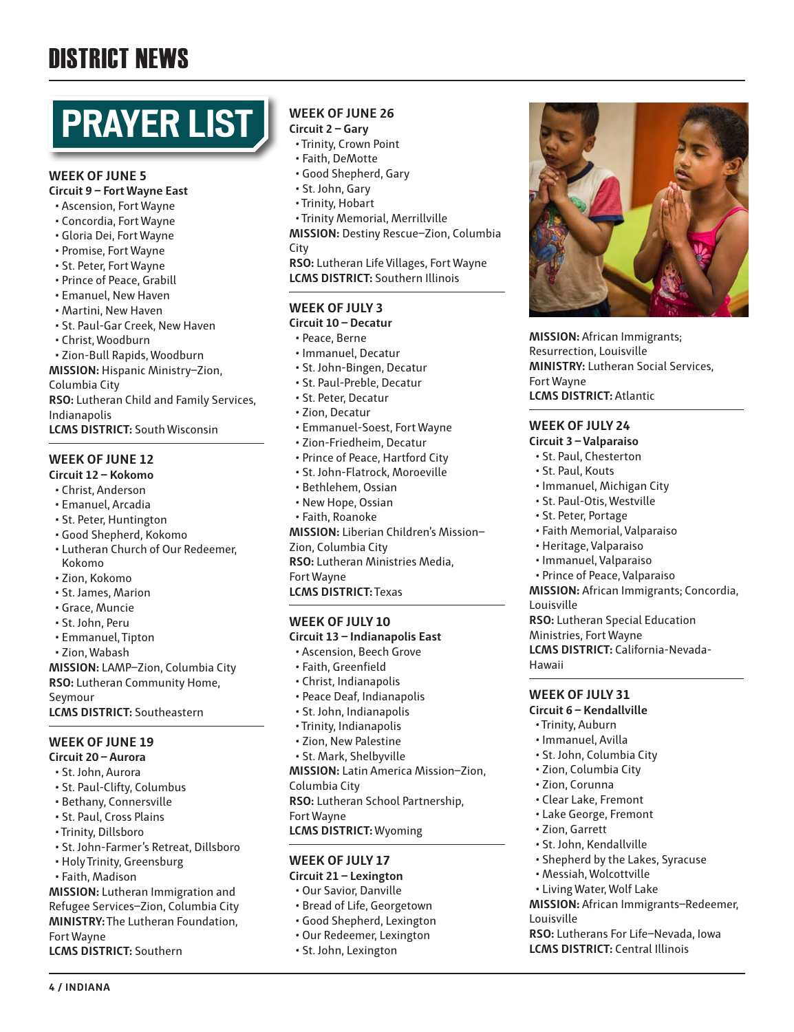# DISTRICT NEWS

## PRAYER LIST

### WEEK OF JUNE 5

**Circuit 9 – Fort Wayne East**

- Ascension, Fort Wayne
- Concordia, Fort Wayne
- Gloria Dei, Fort Wayne
- Promise, Fort Wayne
- St. Peter, Fort Wayne
- Prince of Peace, Grabill
- Emanuel, New Haven
- Martini, New Haven
- St. Paul-Gar Creek, New Haven
- Christ, Woodburn
- Zion-Bull Rapids, Woodburn

**MISSION:** Hispanic Ministry–Zion, Columbia City
**RSO:** Lutheran Child and Family Services, Indianapolis
**LCMS DISTRICT:** South Wisconsin

### WEEK OF JUNE 12

**Circuit 12 – Kokomo**

- Christ, Anderson
- Emanuel, Arcadia
- St. Peter, Huntington
- Good Shepherd, Kokomo
- Lutheran Church of Our Redeemer, Kokomo
- Zion, Kokomo
- St. James, Marion
- Grace, Muncie
- St. John, Peru
- Emmanuel, Tipton
- Zion, Wabash

**MISSION:** LAMP–Zion, Columbia City
**RSO:** Lutheran Community Home, Seymour
**LCMS DISTRICT:** Southeastern

### WEEK OF JUNE 19

**Circuit 20 – Aurora**

- St. John, Aurora
- St. Paul-Clifty, Columbus
- Bethany, Connersville
- St. Paul, Cross Plains
- Trinity, Dillsboro
- St. John-Farmer's Retreat, Dillsboro
- Holy Trinity, Greensburg
- Faith, Madison

**MISSION:** Lutheran Immigration and Refugee Services–Zion, Columbia City
**MINISTRY:** The Lutheran Foundation, Fort Wayne
**LCMS DISTRICT:** Southern

### WEEK OF JUNE 26

**Circuit 2 – Gary**

- Trinity, Crown Point
- Faith, DeMotte
- Good Shepherd, Gary
- St. John, Gary
- Trinity, Hobart
- Trinity Memorial, Merrillville

**MISSION:** Destiny Rescue–Zion, Columbia City
**RSO:** Lutheran Life Villages, Fort Wayne
**LCMS DISTRICT:** Southern Illinois

### WEEK OF JULY 3

**Circuit 10 – Decatur**

- Peace, Berne
- Immanuel, Decatur
- St. John-Bingen, Decatur
- St. Paul-Preble, Decatur
- St. Peter, Decatur
- Zion, Decatur
- Emmanuel-Soest, Fort Wayne
- Zion-Friedheim, Decatur
- Prince of Peace, Hartford City
- St. John-Flatrock, Moroeville
- Bethlehem, Ossian
- New Hope, Ossian
- Faith, Roanoke

**MISSION:** Liberian Children's Mission–Zion, Columbia City
**RSO:** Lutheran Ministries Media, Fort Wayne
**LCMS DISTRICT:** Texas

### WEEK OF JULY 10

**Circuit 13 – Indianapolis East**

- Ascension, Beech Grove
- Faith, Greenfield
- Christ, Indianapolis
- Peace Deaf, Indianapolis
- St. John, Indianapolis
- Trinity, Indianapolis
- Zion, New Palestine
- St. Mark, Shelbyville

**MISSION:** Latin America Mission–Zion, Columbia City
**RSO:** Lutheran School Partnership, Fort Wayne
**LCMS DISTRICT:** Wyoming

### WEEK OF JULY 17

**Circuit 21 – Lexington**

- Our Savior, Danville
- Bread of Life, Georgetown
- Good Shepherd, Lexington
- Our Redeemer, Lexington
- St. John, Lexington

**MISSION:** African Immigrants; Resurrection, Louisville
**MINISTRY:** Lutheran Social Services, Fort Wayne
**LCMS DISTRICT:** Atlantic

### WEEK OF JULY 24

**Circuit 3 – Valparaiso**

- St. Paul, Chesterton
- St. Paul, Kouts
- Immanuel, Michigan City
- St. Paul-Otis, Westville
- St. Peter, Portage
- Faith Memorial, Valparaiso
- Heritage, Valparaiso
- Immanuel, Valparaiso
- Prince of Peace, Valparaiso

**MISSION:** African Immigrants; Concordia, Louisville
**RSO:** Lutheran Special Education Ministries, Fort Wayne
**LCMS DISTRICT:** California-Nevada-Hawaii

### WEEK OF JULY 31

**Circuit 6 – Kendallville**

- Trinity, Auburn
- Immanuel, Avilla
- St. John, Columbia City
- Zion, Columbia City
- Zion, Corunna
- Clear Lake, Fremont
- Lake George, Fremont
- Zion, Garrett
- St. John, Kendallville
- Shepherd by the Lakes, Syracuse
- Messiah, Wolcottville
- Living Water, Wolf Lake

**MISSION:** African Immigrants–Redeemer, Louisville
**RSO:** Lutherans For Life–Nevada, Iowa
**LCMS DISTRICT:** Central Illinois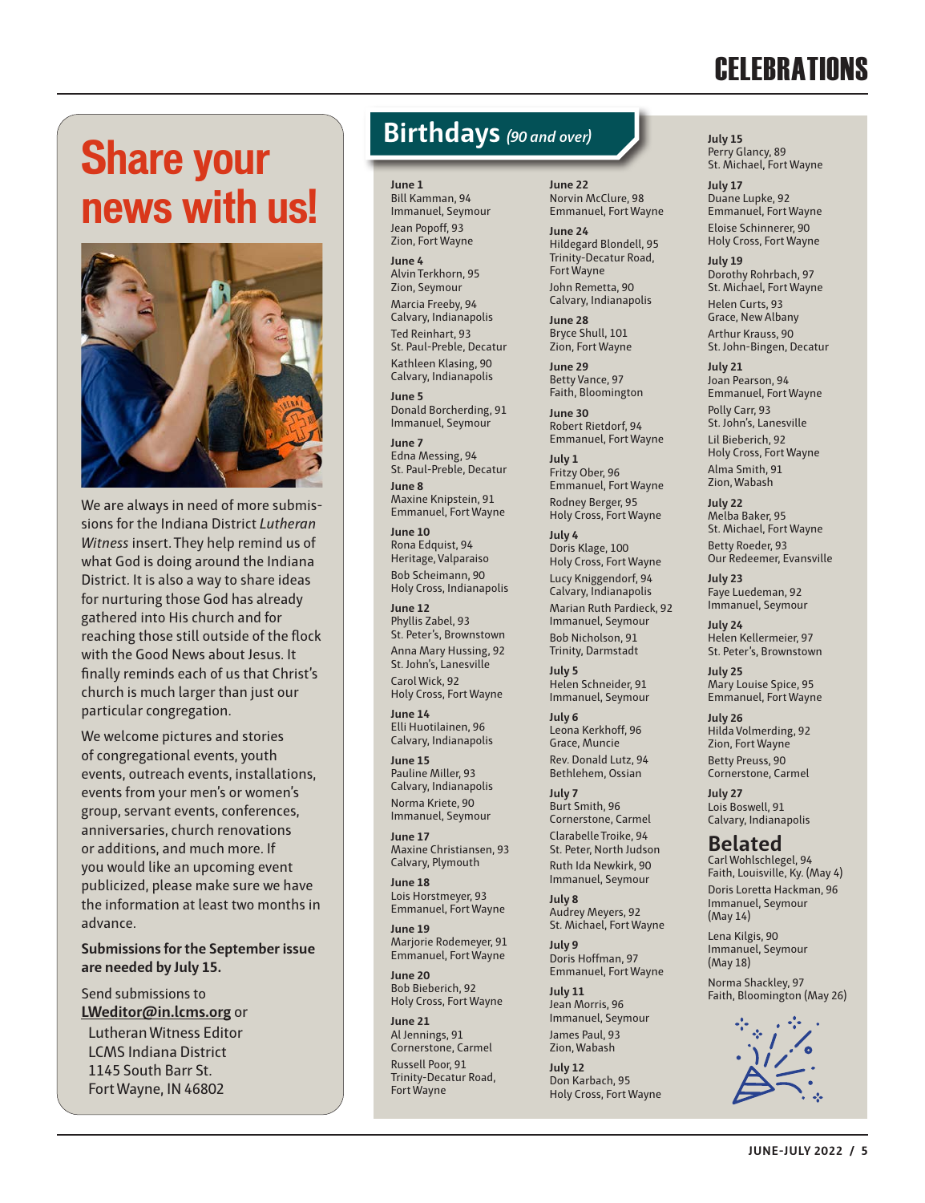# CELEBRATIONS

## Share your news with us!

We are always in need of more submissions for the Indiana District *Lutheran Witness* insert. They help remind us of what God is doing around the Indiana District. It is also a way to share ideas for nurturing those God has already gathered into His church and for reaching those still outside of the flock with the Good News about Jesus. It finally reminds each of us that Christ's church is much larger than just our particular congregation.

We welcome pictures and stories of congregational events, youth events, outreach events, installations, events from your men's or women's group, servant events, conferences, anniversaries, church renovations or additions, and much more. If you would like an upcoming event publicized, please make sure we have the information at least two months in advance.

**Submissions for the September issue are needed by July 15.**

Send submissions to
**LWeditor@in.lcms.org** or
Lutheran Witness Editor
LCMS Indiana District
1145 South Barr St.
Fort Wayne, IN 46802

## Birthdays *(90 and over)*

**June 1**
Bill Kamman, 94
Immanuel, Seymour

Jean Popoff, 93
Zion, Fort Wayne

**June 4**
Alvin Terkhorn, 95
Zion, Seymour

Marcia Freeby, 94
Calvary, Indianapolis

Ted Reinhart, 93
St. Paul-Preble, Decatur

Kathleen Klasing, 90
Calvary, Indianapolis

**June 5**
Donald Borcherding, 91
Immanuel, Seymour

**June 7**
Edna Messing, 94
St. Paul-Preble, Decatur

**June 8**
Maxine Knipstein, 91
Emmanuel, Fort Wayne

**June 10**
Rona Edquist, 94
Heritage, Valparaiso

Bob Scheimann, 90
Holy Cross, Indianapolis

**June 12**
Phyllis Zabel, 93
St. Peter's, Brownstown

Anna Mary Hussing, 92
St. John's, Lanesville

Carol Wick, 92
Holy Cross, Fort Wayne

**June 14**
Elli Huotilainen, 96
Calvary, Indianapolis

**June 15**
Pauline Miller, 93
Calvary, Indianapolis

Norma Kriete, 90
Immanuel, Seymour

**June 17**
Maxine Christiansen, 93
Calvary, Plymouth

**June 18**
Lois Horstmeyer, 93
Emmanuel, Fort Wayne

**June 19**
Marjorie Rodemeyer, 91
Emmanuel, Fort Wayne

**June 20**
Bob Bieberich, 92
Holy Cross, Fort Wayne

**June 21**
Al Jennings, 91
Cornerstone, Carmel

Russell Poor, 91
Trinity-Decatur Road, Fort Wayne

**June 22**
Norvin McClure, 98
Emmanuel, Fort Wayne

**June 24**
Hildegard Blondell, 95
Trinity-Decatur Road, Fort Wayne

John Remetta, 90
Calvary, Indianapolis

**June 28**
Bryce Shull, 101
Zion, Fort Wayne

**June 29**
Betty Vance, 97
Faith, Bloomington

**June 30**
Robert Rietdorf, 94
Emmanuel, Fort Wayne

**July 1**
Fritzy Ober, 96
Emmanuel, Fort Wayne

Rodney Berger, 95
Holy Cross, Fort Wayne

**July 4**
Doris Klage, 100
Holy Cross, Fort Wayne

Lucy Kniggendorf, 94
Calvary, Indianapolis

Marian Ruth Pardieck, 92
Immanuel, Seymour

Bob Nicholson, 91
Trinity, Darmstadt

**July 5**
Helen Schneider, 91
Immanuel, Seymour

**July 6**
Leona Kerkhoff, 96
Grace, Muncie

Rev. Donald Lutz, 94
Bethlehem, Ossian

**July 7**
Burt Smith, 96
Cornerstone, Carmel

Clarabelle Troike, 94
St. Peter, North Judson

Ruth Ida Newkirk, 90
Immanuel, Seymour

**July 8**
Audrey Meyers, 92
St. Michael, Fort Wayne

**July 9**
Doris Hoffman, 97
Emmanuel, Fort Wayne

**July 11**
Jean Morris, 96
Immanuel, Seymour

James Paul, 93
Zion, Wabash

**July 12**
Don Karbach, 95
Holy Cross, Fort Wayne

**July 15**
Perry Glancy, 89
St. Michael, Fort Wayne

**July 17**
Duane Lupke, 92
Emmanuel, Fort Wayne

Eloise Schinnerer, 90
Holy Cross, Fort Wayne

**July 19**
Dorothy Rohrbach, 97
St. Michael, Fort Wayne

Helen Curts, 93
Grace, New Albany

Arthur Krauss, 90
St. John-Bingen, Decatur

**July 21**
Joan Pearson, 94
Emmanuel, Fort Wayne

Polly Carr, 93
St. John's, Lanesville

Lil Bieberich, 92
Holy Cross, Fort Wayne

Alma Smith, 91
Zion, Wabash

**July 22**
Melba Baker, 95
St. Michael, Fort Wayne

Betty Roeder, 93
Our Redeemer, Evansville

**July 23**
Faye Luedeman, 92
Immanuel, Seymour

**July 24**
Helen Kellermeier, 97
St. Peter's, Brownstown

**July 25**
Mary Louise Spice, 95
Emmanuel, Fort Wayne

**July 26**
Hilda Volmerding, 92
Zion, Fort Wayne

Betty Preuss, 90
Cornerstone, Carmel

**July 27**
Lois Boswell, 91
Calvary, Indianapolis

### Belated

Carl Wohlschlegel, 94
Faith, Louisville, Ky. (May 4)

Doris Loretta Hackman, 96
Immanuel, Seymour
(May 14)

Lena Kilgis, 90
Immanuel, Seymour
(May 18)

Norma Shackley, 97
Faith, Bloomington (May 26)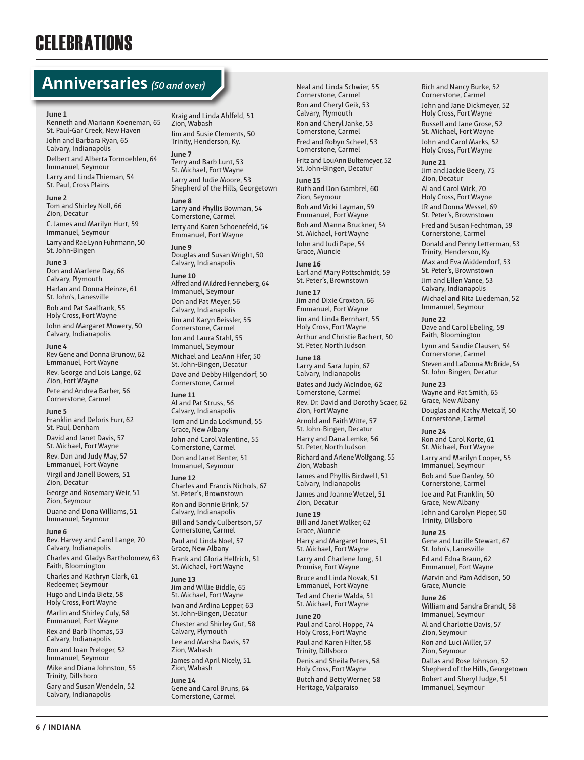# CELEBRATIONS

## Anniversaries *(50 and over)*

**June 1**
Kenneth and Mariann Koeneman, 65
St. Paul-Gar Creek, New Haven

John and Barbara Ryan, 65
Calvary, Indianapolis

Delbert and Alberta Tormoehlen, 64
Immanuel, Seymour

Larry and Linda Thieman, 54
St. Paul, Cross Plains

**June 2**
Tom and Shirley Noll, 66
Zion, Decatur

C. James and Marilyn Hurt, 59
Immanuel, Seymour

Larry and Rae Lynn Fuhrmann, 50
St. John-Bingen

**June 3**
Don and Marlene Day, 66
Calvary, Plymouth

Harlan and Donna Heinze, 61
St. John's, Lanesville

Bob and Pat Saalfrank, 55
Holy Cross, Fort Wayne

John and Margaret Mowery, 50
Calvary, Indianapolis

**June 4**
Rev Gene and Donna Brunow, 62
Emmanuel, Fort Wayne

Rev. George and Lois Lange, 62
Zion, Fort Wayne

Pete and Andrea Barber, 56
Cornerstone, Carmel

**June 5**
Franklin and Deloris Furr, 62
St. Paul, Denham

David and Janet Davis, 57
St. Michael, Fort Wayne

Rev. Dan and Judy May, 57
Emmanuel, Fort Wayne

Virgil and Janell Bowers, 51
Zion, Decatur

George and Rosemary Weir, 51
Zion, Seymour

Duane and Dona Williams, 51
Immanuel, Seymour

**June 6**
Rev. Harvey and Carol Lange, 70
Calvary, Indianapolis

Charles and Gladys Bartholomew, 63
Faith, Bloomington

Charles and Kathryn Clark, 61
Redeemer, Seymour

Hugo and Linda Bietz, 58
Holy Cross, Fort Wayne

Marlin and Shirley Culy, 58
Emmanuel, Fort Wayne

Rex and Barb Thomas, 53
Calvary, Indianapolis

Ron and Joan Preloger, 52
Immanuel, Seymour

Mike and Diana Johnston, 55
Trinity, Dillsboro

Gary and Susan Wendeln, 52
Calvary, Indianapolis

Kraig and Linda Ahlfeld, 51
Zion, Wabash

Jim and Susie Clements, 50
Trinity, Henderson, Ky.

**June 7**
Terry and Barb Lunt, 53
St. Michael, Fort Wayne

Larry and Judie Moore, 53
Shepherd of the Hills, Georgetown

**June 8**
Larry and Phyllis Bowman, 54
Cornerstone, Carmel

Jerry and Karen Schoenefeld, 54
Emmanuel, Fort Wayne

**June 9**
Douglas and Susan Wright, 50
Calvary, Indianapolis

**June 10**
Alfred and Mildred Fenneberg, 64
Immanuel, Seymour

Don and Pat Meyer, 56
Calvary, Indianapolis

Jim and Karyn Beissler, 55
Cornerstone, Carmel

Jon and Laura Stahl, 55
Immanuel, Seymour

Michael and LeaAnn Fifer, 50
St. John-Bingen, Decatur

Dave and Debby Hilgendorf, 50
Cornerstone, Carmel

**June 11**
Al and Pat Struss, 56
Calvary, Indianapolis

Tom and Linda Lockmund, 55
Grace, New Albany

John and Carol Valentine, 55
Cornerstone, Carmel

Don and Janet Benter, 51
Immanuel, Seymour

**June 12**
Charles and Francis Nichols, 67
St. Peter's, Brownstown

Ron and Bonnie Brink, 57
Calvary, Indianapolis

Bill and Sandy Culbertson, 57
Cornerstone, Carmel

Paul and Linda Noel, 57
Grace, New Albany

Frank and Gloria Helfrich, 51
St. Michael, Fort Wayne

**June 13**
Jim and Willie Biddle, 65
St. Michael, Fort Wayne

Ivan and Ardina Lepper, 63
St. John-Bingen, Decatur

Chester and Shirley Gut, 58
Calvary, Plymouth

Lee and Marsha Davis, 57
Zion, Wabash

James and April Nicely, 51
Zion, Wabash

**June 14**
Gene and Carol Bruns, 64
Cornerstone, Carmel

Neal and Linda Schwier, 55
Cornerstone, Carmel

Ron and Cheryl Geik, 53
Calvary, Plymouth

Ron and Cheryl Janke, 53
Cornerstone, Carmel

Fred and Robyn Scheel, 53
Cornerstone, Carmel

Fritz and LouAnn Bultemeyer, 52
St. John-Bingen, Decatur

**June 15**
Ruth and Don Gambrel, 60
Zion, Seymour

Bob and Vicki Layman, 59
Emmanuel, Fort Wayne

Bob and Manna Bruckner, 54
St. Michael, Fort Wayne

John and Judi Pape, 54
Grace, Muncie

**June 16**
Earl and Mary Pottschmidt, 59
St. Peter's, Brownstown

**June 17**
Jim and Dixie Croxton, 66
Emmanuel, Fort Wayne

Jim and Linda Bernhart, 55
Holy Cross, Fort Wayne

Arthur and Christie Bachert, 50
St. Peter, North Judson

**June 18**
Larry and Sara Jupin, 67
Calvary, Indianapolis

Bates and Judy McIndoe, 62
Cornerstone, Carmel

Rev. Dr. David and Dorothy Scaer, 62
Zion, Fort Wayne

Arnold and Faith Witte, 57
St. John-Bingen, Decatur

Harry and Dana Lemke, 56
St. Peter, North Judson

Richard and Arlene Wolfgang, 55
Zion, Wabash

James and Phyllis Birdwell, 51
Calvary, Indianapolis

James and Joanne Wetzel, 51
Zion, Decatur

**June 19**
Bill and Janet Walker, 62
Grace, Muncie

Harry and Margaret Jones, 51
St. Michael, Fort Wayne

Larry and Charlene Jung, 51
Promise, Fort Wayne

Bruce and Linda Novak, 51
Emmanuel, Fort Wayne

Ted and Cherie Walda, 51
St. Michael, Fort Wayne

**June 20**
Paul and Carol Hoppe, 74
Holy Cross, Fort Wayne

Paul and Karen Filter, 58
Trinity, Dillsboro

Denis and Sheila Peters, 58
Holy Cross, Fort Wayne

Butch and Betty Werner, 58
Heritage, Valparaiso

Rich and Nancy Burke, 52
Cornerstone, Carmel

John and Jane Dickmeyer, 52
Holy Cross, Fort Wayne

Russell and Jane Grose, 52
St. Michael, Fort Wayne

John and Carol Marks, 52
Holy Cross, Fort Wayne

**June 21**
Jim and Jackie Beery, 75
Zion, Decatur

Al and Carol Wick, 70
Holy Cross, Fort Wayne

JR and Donna Wessel, 69
St. Peter's, Brownstown

Fred and Susan Fechtman, 59
Cornerstone, Carmel

Donald and Penny Letterman, 53
Trinity, Henderson, Ky.

Max and Eva Middendorf, 53
St. Peter's, Brownstown

Jim and Ellen Vance, 53
Calvary, Indianapolis

Michael and Rita Luedeman, 52
Immanuel, Seymour

**June 22**
Dave and Carol Ebeling, 59
Faith, Bloomington

Lynn and Sandie Clausen, 54
Cornerstone, Carmel

Steven and LaDonna McBride, 54
St. John-Bingen, Decatur

**June 23**
Wayne and Pat Smith, 65
Grace, New Albany

Douglas and Kathy Metcalf, 50
Cornerstone, Carmel

**June 24**
Ron and Carol Korte, 61
St. Michael, Fort Wayne

Larry and Marilyn Cooper, 55
Immanuel, Seymour

Bob and Sue Danley, 50
Cornerstone, Carmel

Joe and Pat Franklin, 50
Grace, New Albany

John and Carolyn Pieper, 50
Trinity, Dillsboro

**June 25**
Gene and Lucille Stewart, 67
St. John's, Lanesville

Ed and Edna Braun, 62
Emmanuel, Fort Wayne

Marvin and Pam Addison, 50
Grace, Muncie

**June 26**
William and Sandra Brandt, 58
Immanuel, Seymour

Al and Charlotte Davis, 57
Zion, Seymour

Ron and Luci Miller, 57
Zion, Seymour

Dallas and Rose Johnson, 52
Shepherd of the Hills, Georgetown

Robert and Sheryl Judge, 51
Immanuel, Seymour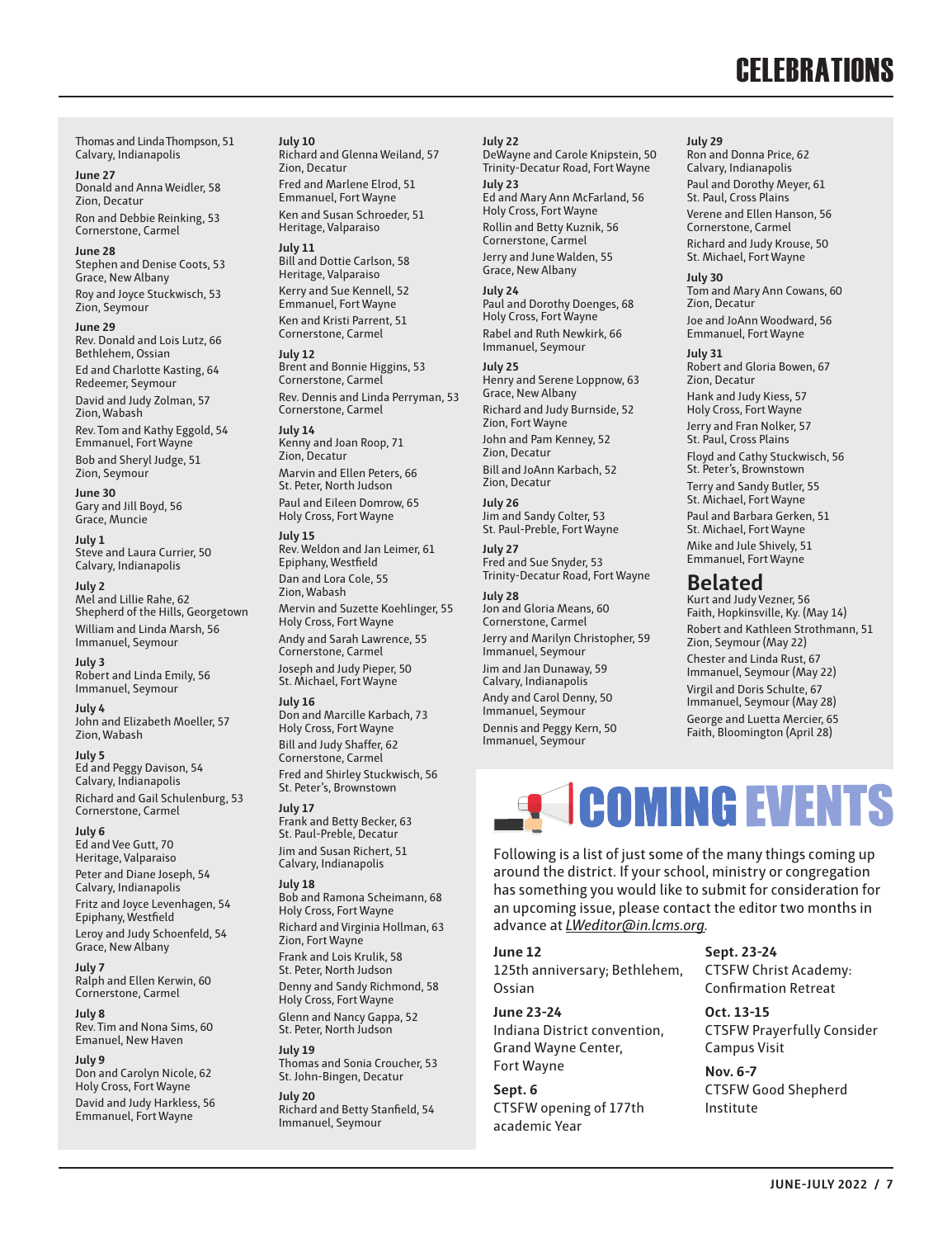# CELEBRATIONS

Thomas and Linda Thompson, 51
Calvary, Indianapolis

**June 27**
Donald and Anna Weidler, 58
Zion, Decatur

Ron and Debbie Reinking, 53
Cornerstone, Carmel

**June 28**
Stephen and Denise Coots, 53
Grace, New Albany

Roy and Joyce Stuckwisch, 53
Zion, Seymour

**June 29**
Rev. Donald and Lois Lutz, 66
Bethlehem, Ossian

Ed and Charlotte Kasting, 64
Redeemer, Seymour

David and Judy Zolman, 57
Zion, Wabash

Rev. Tom and Kathy Eggold, 54
Emmanuel, Fort Wayne

Bob and Sheryl Judge, 51
Zion, Seymour

**June 30**
Gary and Jill Boyd, 56
Grace, Muncie

**July 1**
Steve and Laura Currier, 50
Calvary, Indianapolis

**July 2**
Mel and Lillie Rahe, 62
Shepherd of the Hills, Georgetown

William and Linda Marsh, 56
Immanuel, Seymour

**July 3**
Robert and Linda Emily, 56
Immanuel, Seymour

**July 4**
John and Elizabeth Moeller, 57
Zion, Wabash

**July 5**
Ed and Peggy Davison, 54
Calvary, Indianapolis

Richard and Gail Schulenburg, 53
Cornerstone, Carmel

**July 6**
Ed and Vee Gutt, 70
Heritage, Valparaiso

Peter and Diane Joseph, 54
Calvary, Indianapolis

Fritz and Joyce Levenhagen, 54
Epiphany, Westfield

Leroy and Judy Schoenfeld, 54
Grace, New Albany

**July 7**
Ralph and Ellen Kerwin, 60
Cornerstone, Carmel

**July 8**
Rev. Tim and Nona Sims, 60
Emanuel, New Haven

**July 9**
Don and Carolyn Nicole, 62
Holy Cross, Fort Wayne

David and Judy Harkless, 56
Emmanuel, Fort Wayne

**July 10**
Richard and Glenna Weiland, 57
Zion, Decatur

Fred and Marlene Elrod, 51
Emmanuel, Fort Wayne

Ken and Susan Schroeder, 51
Heritage, Valparaiso

**July 11**
Bill and Dottie Carlson, 58
Heritage, Valparaiso

Kerry and Sue Kennell, 52
Emmanuel, Fort Wayne

Ken and Kristi Parrent, 51
Cornerstone, Carmel

**July 12**
Brent and Bonnie Higgins, 53
Cornerstone, Carmel

Rev. Dennis and Linda Perryman, 53
Cornerstone, Carmel

**July 14**
Kenny and Joan Roop, 71
Zion, Decatur

Marvin and Ellen Peters, 66
St. Peter, North Judson

Paul and Eileen Domrow, 65
Holy Cross, Fort Wayne

**July 15**
Rev. Weldon and Jan Leimer, 61
Epiphany, Westfield

Dan and Lora Cole, 55
Zion, Wabash

Mervin and Suzette Koehlinger, 55
Holy Cross, Fort Wayne

Andy and Sarah Lawrence, 55
Cornerstone, Carmel

Joseph and Judy Pieper, 50
St. Michael, Fort Wayne

**July 16**
Don and Marcille Karbach, 73
Holy Cross, Fort Wayne

Bill and Judy Shaffer, 62
Cornerstone, Carmel

Fred and Shirley Stuckwisch, 56
St. Peter's, Brownstown

**July 17**
Frank and Betty Becker, 63
St. Paul-Preble, Decatur

Jim and Susan Richert, 51
Calvary, Indianapolis

**July 18**
Bob and Ramona Scheimann, 68
Holy Cross, Fort Wayne

Richard and Virginia Hollman, 63
Zion, Fort Wayne

Frank and Lois Krulik, 58
St. Peter, North Judson

Denny and Sandy Richmond, 58
Holy Cross, Fort Wayne

Glenn and Nancy Gappa, 52
St. Peter, North Judson

**July 19**
Thomas and Sonia Croucher, 53
St. John-Bingen, Decatur

**July 20**
Richard and Betty Stanfield, 54
Immanuel, Seymour

**July 22**
DeWayne and Carole Knipstein, 50
Trinity-Decatur Road, Fort Wayne

**July 23**
Ed and Mary Ann McFarland, 56
Holy Cross, Fort Wayne

Rollin and Betty Kuznik, 56
Cornerstone, Carmel

Jerry and June Walden, 55
Grace, New Albany

**July 24**
Paul and Dorothy Doenges, 68
Holy Cross, Fort Wayne

Rabel and Ruth Newkirk, 66
Immanuel, Seymour

**July 25**
Henry and Serene Loppnow, 63
Grace, New Albany

Richard and Judy Burnside, 52
Zion, Fort Wayne

John and Pam Kenney, 52
Zion, Decatur

Bill and JoAnn Karbach, 52
Zion, Decatur

**July 26**
Jim and Sandy Colter, 53
St. Paul-Preble, Fort Wayne

**July 27**
Fred and Sue Snyder, 53
Trinity-Decatur Road, Fort Wayne

**July 28**
Jon and Gloria Means, 60
Cornerstone, Carmel

Jerry and Marilyn Christopher, 59
Immanuel, Seymour

Jim and Jan Dunaway, 59
Calvary, Indianapolis

Andy and Carol Denny, 50
Immanuel, Seymour

Dennis and Peggy Kern, 50
Immanuel, Seymour

**July 29**
Ron and Donna Price, 62
Calvary, Indianapolis

Paul and Dorothy Meyer, 61
St. Paul, Cross Plains

Verene and Ellen Hanson, 56
Cornerstone, Carmel

Richard and Judy Krouse, 50
St. Michael, Fort Wayne

**July 30**
Tom and Mary Ann Cowans, 60
Zion, Decatur

Joe and JoAnn Woodward, 56
Emmanuel, Fort Wayne

**July 31**
Robert and Gloria Bowen, 67
Zion, Decatur

Hank and Judy Kiess, 57
Holy Cross, Fort Wayne

Jerry and Fran Nolker, 57
St. Paul, Cross Plains

Floyd and Cathy Stuckwisch, 56
St. Peter's, Brownstown

Terry and Sandy Butler, 55
St. Michael, Fort Wayne

Paul and Barbara Gerken, 51
St. Michael, Fort Wayne

Mike and Jule Shively, 51
Emmanuel, Fort Wayne

## Belated

Kurt and Judy Vezner, 56
Faith, Hopkinsville, Ky. (May 14)

Robert and Kathleen Strothmann, 51
Zion, Seymour (May 22)

Chester and Linda Rust, 67
Immanuel, Seymour (May 22)

Virgil and Doris Schulte, 67
Immanuel, Seymour (May 28)

George and Luetta Mercier, 65
Faith, Bloomington (April 28)

# COMING EVENTS

Following is a list of just some of the many things coming up around the district. If your school, ministry or congregation has something you would like to submit for consideration for an upcoming issue, please contact the editor two months in advance at *LWeditor@in.lcms.org*.

**June 12**
125th anniversary; Bethlehem, Ossian

**June 23-24**
Indiana District convention, Grand Wayne Center, Fort Wayne

**Sept. 6**
CTSFW opening of 177th academic Year

**Sept. 23-24**
CTSFW Christ Academy: Confirmation Retreat

**Oct. 13-15**
CTSFW Prayerfully Consider Campus Visit

**Nov. 6-7**
CTSFW Good Shepherd Institute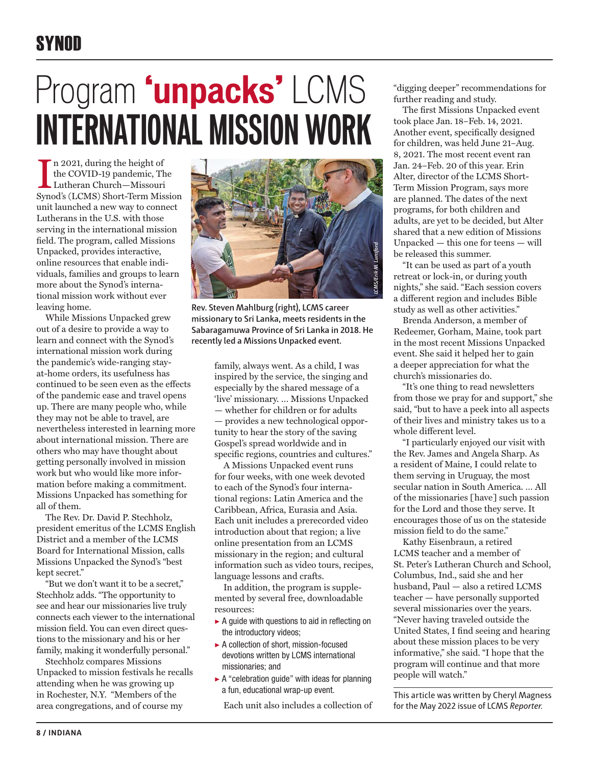# Program 'unpacks' LCMS INTERNATIONAL MISSION WORK

In 2021, during the height of the COVID-19 pandemic, The Lutheran Church—Missouri Synod's (LCMS) Short-Term Mission unit launched a new way to connect Lutherans in the U.S. with those serving in the international mission field. The program, called Missions Unpacked, provides interactive, online resources that enable individuals, families and groups to learn more about the Synod's international mission work without ever leaving home.

While Missions Unpacked grew out of a desire to provide a way to learn and connect with the Synod's international mission work during the pandemic's wide-ranging stay-at-home orders, its usefulness has continued to be seen even as the effects of the pandemic ease and travel opens up. There are many people who, while they may not be able to travel, are nevertheless interested in learning more about international mission. There are others who may have thought about getting personally involved in mission work but who would like more information before making a commitment. Missions Unpacked has something for all of them.

The Rev. Dr. David P. Stechholz, president emeritus of the LCMS English District and a member of the LCMS Board for International Mission, calls Missions Unpacked the Synod's "best kept secret."

"But we don't want it to be a secret," Stechholz adds. "The opportunity to see and hear our missionaries live truly connects each viewer to the international mission field. You can even direct questions to the missionary and his or her family, making it wonderfully personal."

Stechholz compares Missions Unpacked to mission festivals he recalls attending when he was growing up in Rochester, N.Y. "Members of the area congregations, and of course my family, always went. As a child, I was inspired by the service, the singing and especially by the shared message of a 'live' missionary. … Missions Unpacked — whether for children or for adults — provides a new technological opportunity to hear the story of the saving Gospel's spread worldwide and in specific regions, countries and cultures."

Rev. Steven Mahlburg (right), LCMS career missionary to Sri Lanka, meets residents in the Sabaragamuwa Province of Sri Lanka in 2018. He recently led a Missions Unpacked event.

A Missions Unpacked event runs for four weeks, with one week devoted to each of the Synod's four international regions: Latin America and the Caribbean, Africa, Eurasia and Asia. Each unit includes a prerecorded video introduction about that region; a live online presentation from an LCMS missionary in the region; and cultural information such as video tours, recipes, language lessons and crafts.

In addition, the program is supplemented by several free, downloadable resources:

- A guide with questions to aid in reflecting on the introductory videos;
- A collection of short, mission-focused devotions written by LCMS international missionaries; and
- A "celebration guide" with ideas for planning a fun, educational wrap-up event.

Each unit also includes a collection of "digging deeper" recommendations for further reading and study.

The first Missions Unpacked event took place Jan. 18–Feb. 14, 2021. Another event, specifically designed for children, was held June 21–Aug. 8, 2021. The most recent event ran Jan. 24–Feb. 20 of this year. Erin Alter, director of the LCMS Short-Term Mission Program, says more are planned. The dates of the next programs, for both children and adults, are yet to be decided, but Alter shared that a new edition of Missions Unpacked — this one for teens — will be released this summer.

"It can be used as part of a youth retreat or lock-in, or during youth nights," she said. "Each session covers a different region and includes Bible study as well as other activities."

Brenda Anderson, a member of Redeemer, Gorham, Maine, took part in the most recent Missions Unpacked event. She said it helped her to gain a deeper appreciation for what the church's missionaries do.

"It's one thing to read newsletters from those we pray for and support," she said, "but to have a peek into all aspects of their lives and ministry takes us to a whole different level.

"I particularly enjoyed our visit with the Rev. James and Angela Sharp. As a resident of Maine, I could relate to them serving in Uruguay, the most secular nation in South America. … All of the missionaries [have] such passion for the Lord and those they serve. It encourages those of us on the stateside mission field to do the same."

Kathy Eisenbraun, a retired LCMS teacher and a member of St. Peter's Lutheran Church and School, Columbus, Ind., said she and her husband, Paul — also a retired LCMS teacher — have personally supported several missionaries over the years. "Never having traveled outside the United States, I find seeing and hearing about these mission places to be very informative," she said. "I hope that the program will continue and that more people will watch."

This article was written by Cheryl Magness for the May 2022 issue of LCMS *Reporter.*